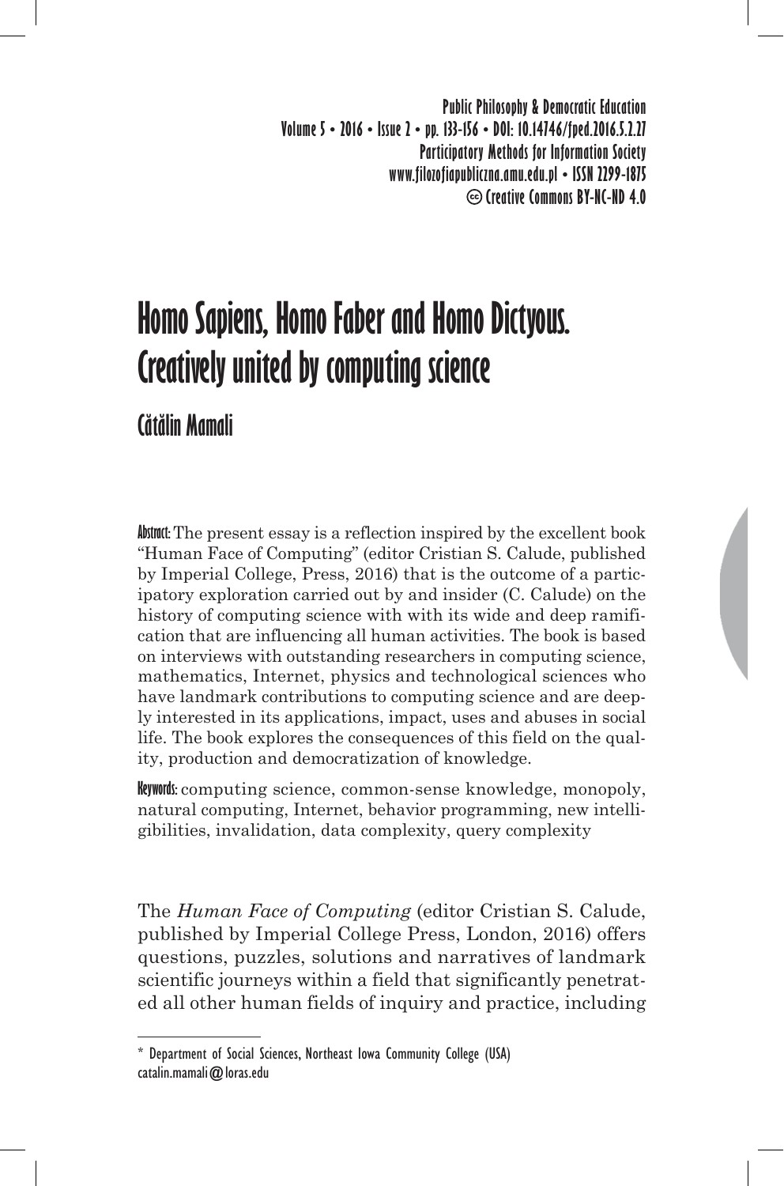# Homo Sapiens, Homo Faber and Homo Dictyous. Creatively united by computing science

Cătălin Mamali

**Abstract:** The present essay is a reflection inspired by the excellent book "Human Face of Computing" (editor Cristian S. Calude, published by Imperial College, Press, 2016) that is the outcome of a participatory exploration carried out by and insider (C. Calude) on the history of computing science with with its wide and deep ramification that are influencing all human activities. The book is based on interviews with outstanding researchers in computing science, mathematics, Internet, physics and technological sciences who have landmark contributions to computing science and are deeply interested in its applications, impact, uses and abuses in social life. The book explores the consequences of this field on the quality, production and democratization of knowledge.

**Keywords:** computing science, common-sense knowledge, monopoly, natural computing, Internet, behavior programming, new intelligibilities, invalidation, data complexity, query complexity

The *Human Face of Computing* (editor Cristian S. Calude, published by Imperial College Press, London, 2016) offers questions, puzzles, solutions and narratives of landmark scientific journeys within a field that significantly penetrated all other human fields of inquiry and practice, including

---

\* Department of Social Sciences, Northeast Iowa Community College (USA)
catalin.mamali@loras.edu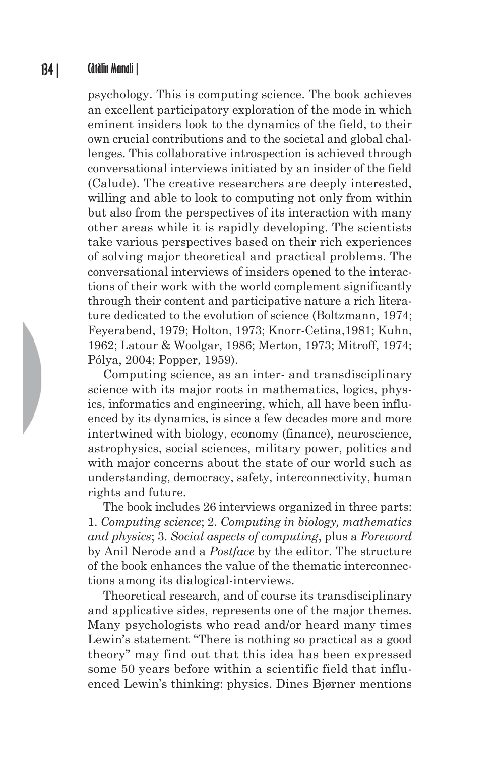psychology. This is computing science. The book achieves an excellent participatory exploration of the mode in which eminent insiders look to the dynamics of the field, to their own crucial contributions and to the societal and global challenges. This collaborative introspection is achieved through conversational interviews initiated by an insider of the field (Calude). The creative researchers are deeply interested, willing and able to look to computing not only from within but also from the perspectives of its interaction with many other areas while it is rapidly developing. The scientists take various perspectives based on their rich experiences of solving major theoretical and practical problems. The conversational interviews of insiders opened to the interactions of their work with the world complement significantly through their content and participative nature a rich literature dedicated to the evolution of science (Boltzmann, 1974; Feyerabend, 1979; Holton, 1973; Knorr-Cetina,1981; Kuhn, 1962; Latour & Woolgar, 1986; Merton, 1973; Mitroff, 1974; Pólya, 2004; Popper, 1959).

Computing science, as an inter- and transdisciplinary science with its major roots in mathematics, logics, physics, informatics and engineering, which, all have been influenced by its dynamics, is since a few decades more and more intertwined with biology, economy (finance), neuroscience, astrophysics, social sciences, military power, politics and with major concerns about the state of our world such as understanding, democracy, safety, interconnectivity, human rights and future.

The book includes 26 interviews organized in three parts: 1. *Computing science*; 2. *Computing in biology, mathematics and physics*; 3. *Social aspects of computing*, plus a *Foreword* by Anil Nerode and a *Postface* by the editor. The structure of the book enhances the value of the thematic interconnections among its dialogical-interviews.

Theoretical research, and of course its transdisciplinary and applicative sides, represents one of the major themes. Many psychologists who read and/or heard many times Lewin's statement "There is nothing so practical as a good theory" may find out that this idea has been expressed some 50 years before within a scientific field that influenced Lewin's thinking: physics. Dines Bjørner mentions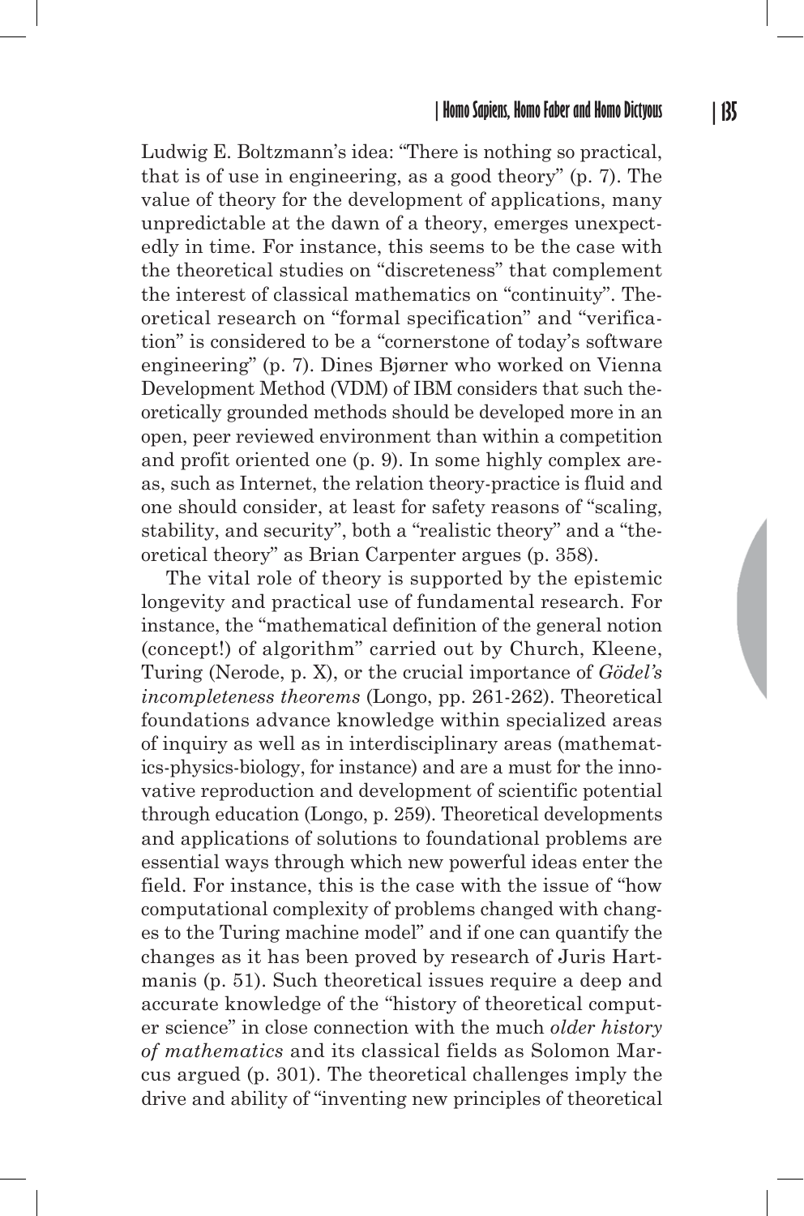Ludwig E. Boltzmann's idea: "There is nothing so practical, that is of use in engineering, as a good theory" (p. 7). The value of theory for the development of applications, many unpredictable at the dawn of a theory, emerges unexpectedly in time. For instance, this seems to be the case with the theoretical studies on "discreteness" that complement the interest of classical mathematics on "continuity". Theoretical research on "formal specification" and "verification" is considered to be a "cornerstone of today's software engineering" (p. 7). Dines Bjørner who worked on Vienna Development Method (VDM) of IBM considers that such theoretically grounded methods should be developed more in an open, peer reviewed environment than within a competition and profit oriented one (p. 9). In some highly complex areas, such as Internet, the relation theory-practice is fluid and one should consider, at least for safety reasons of "scaling, stability, and security", both a "realistic theory" and a "theoretical theory" as Brian Carpenter argues (p. 358).

The vital role of theory is supported by the epistemic longevity and practical use of fundamental research. For instance, the "mathematical definition of the general notion (concept!) of algorithm" carried out by Church, Kleene, Turing (Nerode, p. X), or the crucial importance of *Gödel's incompleteness theorems* (Longo, pp. 261-262). Theoretical foundations advance knowledge within specialized areas of inquiry as well as in interdisciplinary areas (mathematics-physics-biology, for instance) and are a must for the innovative reproduction and development of scientific potential through education (Longo, p. 259). Theoretical developments and applications of solutions to foundational problems are essential ways through which new powerful ideas enter the field. For instance, this is the case with the issue of "how computational complexity of problems changed with changes to the Turing machine model" and if one can quantify the changes as it has been proved by research of Juris Hartmanis (p. 51). Such theoretical issues require a deep and accurate knowledge of the "history of theoretical computer science" in close connection with the much *older history of mathematics* and its classical fields as Solomon Marcus argued (p. 301). The theoretical challenges imply the drive and ability of "inventing new principles of theoretical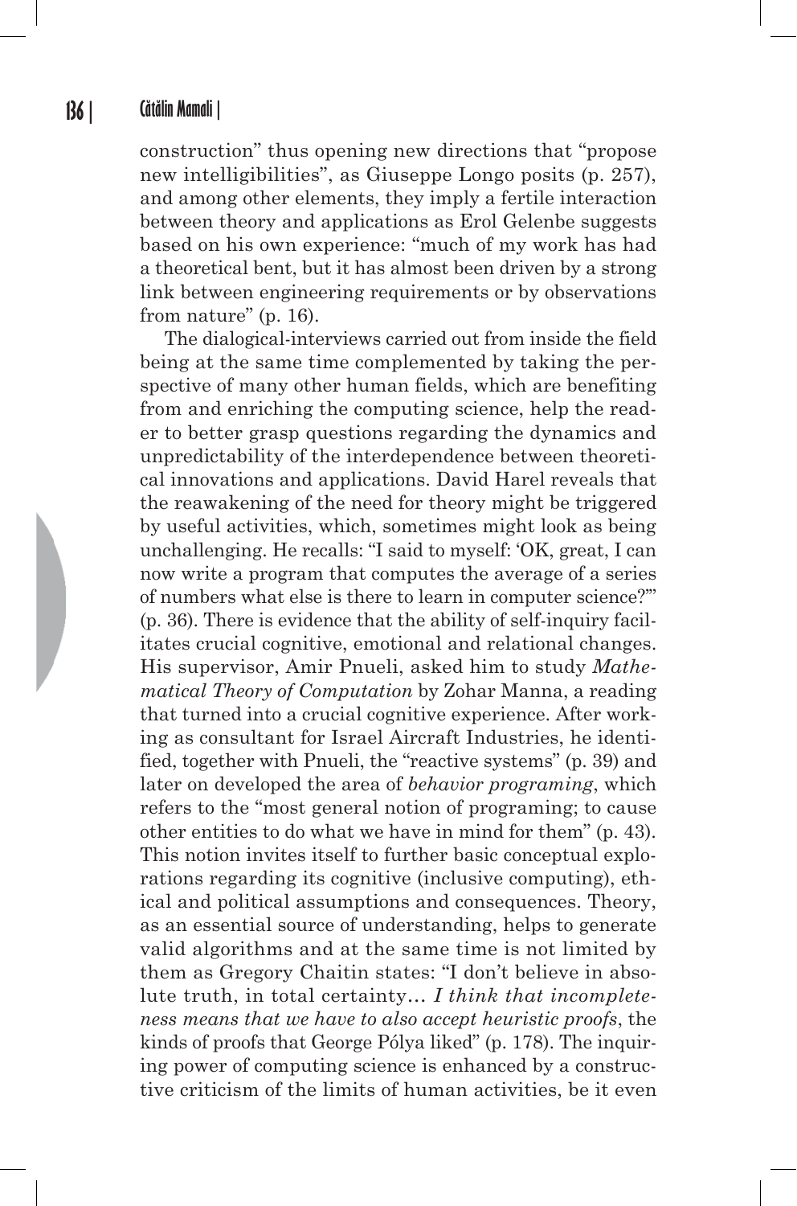construction" thus opening new directions that "propose new intelligibilities", as Giuseppe Longo posits (p. 257), and among other elements, they imply a fertile interaction between theory and applications as Erol Gelenbe suggests based on his own experience: "much of my work has had a theoretical bent, but it has almost been driven by a strong link between engineering requirements or by observations from nature" (p. 16).

The dialogical-interviews carried out from inside the field being at the same time complemented by taking the perspective of many other human fields, which are benefiting from and enriching the computing science, help the reader to better grasp questions regarding the dynamics and unpredictability of the interdependence between theoretical innovations and applications. David Harel reveals that the reawakening of the need for theory might be triggered by useful activities, which, sometimes might look as being unchallenging. He recalls: "I said to myself: 'OK, great, I can now write a program that computes the average of a series of numbers what else is there to learn in computer science?'" (p. 36). There is evidence that the ability of self-inquiry facilitates crucial cognitive, emotional and relational changes. His supervisor, Amir Pnueli, asked him to study *Mathematical Theory of Computation* by Zohar Manna, a reading that turned into a crucial cognitive experience. After working as consultant for Israel Aircraft Industries, he identified, together with Pnueli, the "reactive systems" (p. 39) and later on developed the area of *behavior programing*, which refers to the "most general notion of programing; to cause other entities to do what we have in mind for them" (p. 43). This notion invites itself to further basic conceptual explorations regarding its cognitive (inclusive computing), ethical and political assumptions and consequences. Theory, as an essential source of understanding, helps to generate valid algorithms and at the same time is not limited by them as Gregory Chaitin states: "I don't believe in absolute truth, in total certainty… *I think that incompleteness means that we have to also accept heuristic proofs*, the kinds of proofs that George Pólya liked" (p. 178). The inquiring power of computing science is enhanced by a constructive criticism of the limits of human activities, be it even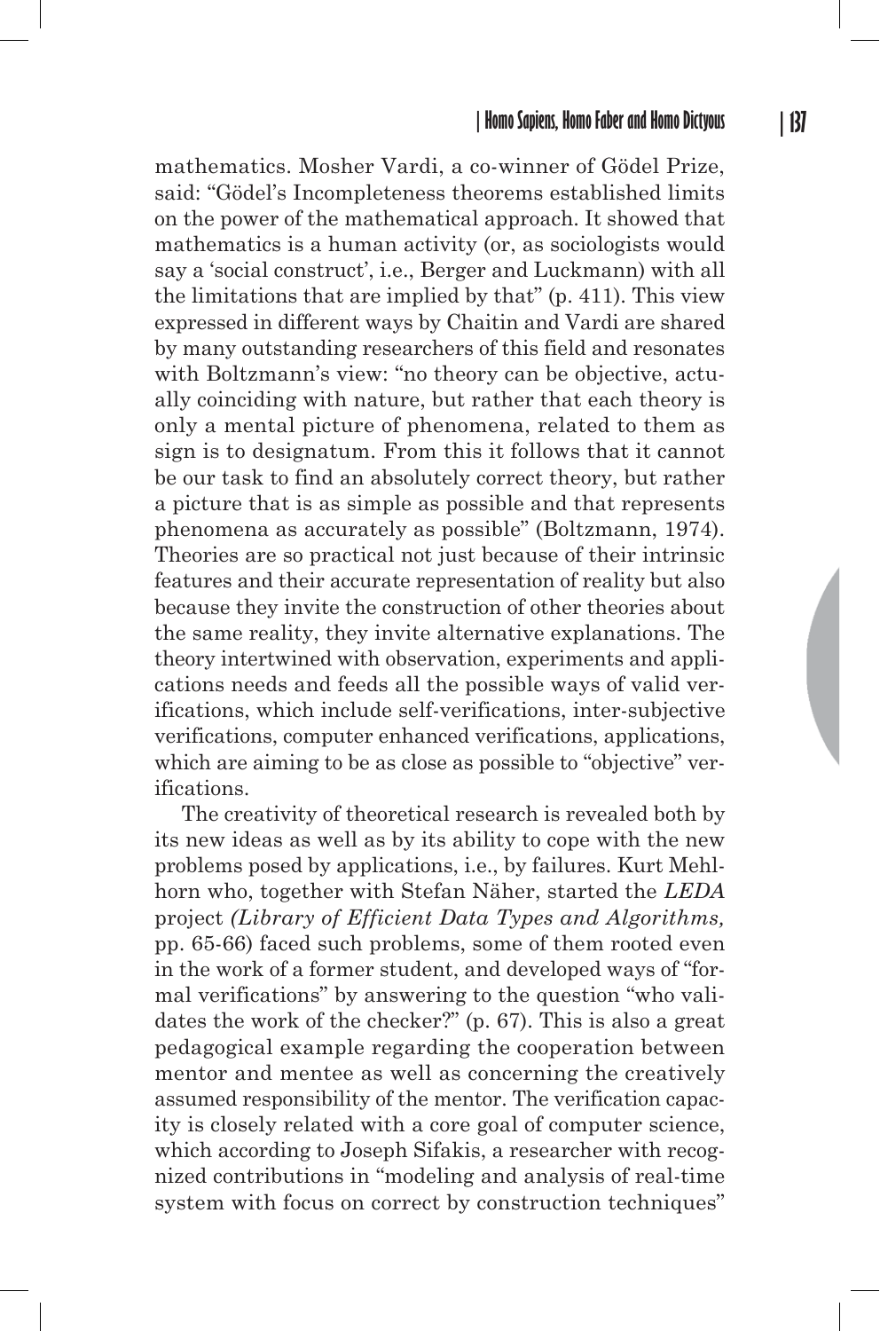mathematics. Mosher Vardi, a co-winner of Gödel Prize, said: "Gödel's Incompleteness theorems established limits on the power of the mathematical approach. It showed that mathematics is a human activity (or, as sociologists would say a 'social construct', i.e., Berger and Luckmann) with all the limitations that are implied by that" (p. 411). This view expressed in different ways by Chaitin and Vardi are shared by many outstanding researchers of this field and resonates with Boltzmann's view: "no theory can be objective, actually coinciding with nature, but rather that each theory is only a mental picture of phenomena, related to them as sign is to designatum. From this it follows that it cannot be our task to find an absolutely correct theory, but rather a picture that is as simple as possible and that represents phenomena as accurately as possible" (Boltzmann, 1974). Theories are so practical not just because of their intrinsic features and their accurate representation of reality but also because they invite the construction of other theories about the same reality, they invite alternative explanations. The theory intertwined with observation, experiments and applications needs and feeds all the possible ways of valid verifications, which include self-verifications, inter-subjective verifications, computer enhanced verifications, applications, which are aiming to be as close as possible to "objective" verifications.

The creativity of theoretical research is revealed both by its new ideas as well as by its ability to cope with the new problems posed by applications, i.e., by failures. Kurt Mehlhorn who, together with Stefan Näher, started the *LEDA* project *(Library of Efficient Data Types and Algorithms,* pp. 65-66) faced such problems, some of them rooted even in the work of a former student, and developed ways of "formal verifications" by answering to the question "who validates the work of the checker?" (p. 67). This is also a great pedagogical example regarding the cooperation between mentor and mentee as well as concerning the creatively assumed responsibility of the mentor. The verification capacity is closely related with a core goal of computer science, which according to Joseph Sifakis, a researcher with recognized contributions in "modeling and analysis of real-time system with focus on correct by construction techniques"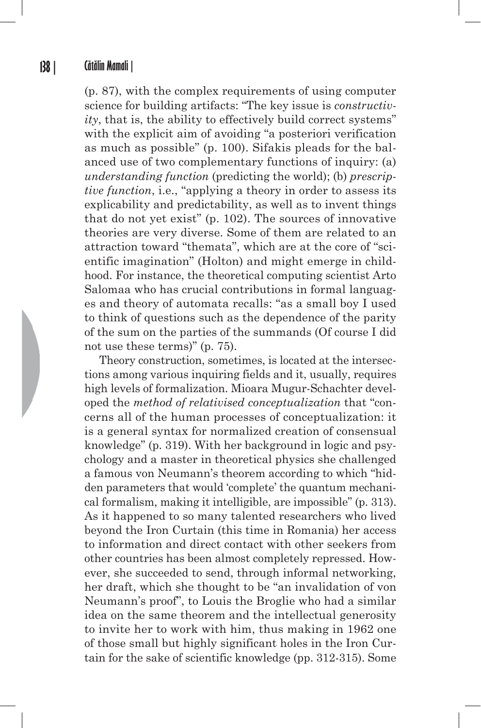(p. 87), with the complex requirements of using computer science for building artifacts: "The key issue is *constructivity*, that is, the ability to effectively build correct systems" with the explicit aim of avoiding "a posteriori verification as much as possible" (p. 100). Sifakis pleads for the balanced use of two complementary functions of inquiry: (a) *understanding function* (predicting the world); (b) *prescriptive function*, i.e., "applying a theory in order to assess its explicability and predictability, as well as to invent things that do not yet exist" (p. 102). The sources of innovative theories are very diverse. Some of them are related to an attraction toward "themata", which are at the core of "scientific imagination" (Holton) and might emerge in childhood. For instance, the theoretical computing scientist Arto Salomaa who has crucial contributions in formal languages and theory of automata recalls: "as a small boy I used to think of questions such as the dependence of the parity of the sum on the parties of the summands (Of course I did not use these terms)" (p. 75).

Theory construction, sometimes, is located at the intersections among various inquiring fields and it, usually, requires high levels of formalization. Mioara Mugur-Schachter developed the *method of relativised conceptualization* that "concerns all of the human processes of conceptualization: it is a general syntax for normalized creation of consensual knowledge" (p. 319). With her background in logic and psychology and a master in theoretical physics she challenged a famous von Neumann's theorem according to which "hidden parameters that would 'complete' the quantum mechanical formalism, making it intelligible, are impossible" (p. 313). As it happened to so many talented researchers who lived beyond the Iron Curtain (this time in Romania) her access to information and direct contact with other seekers from other countries has been almost completely repressed. However, she succeeded to send, through informal networking, her draft, which she thought to be "an invalidation of von Neumann's proof", to Louis the Broglie who had a similar idea on the same theorem and the intellectual generosity to invite her to work with him, thus making in 1962 one of those small but highly significant holes in the Iron Curtain for the sake of scientific knowledge (pp. 312-315). Some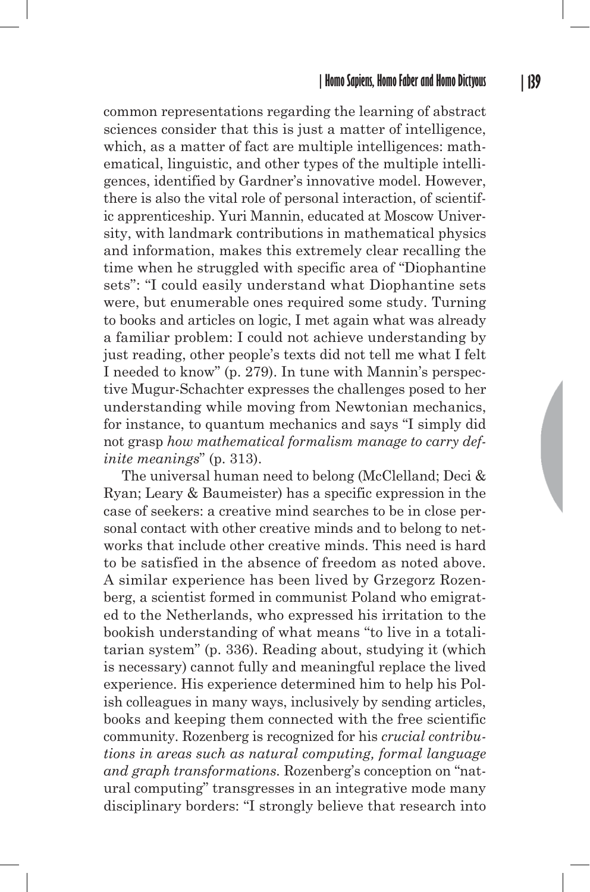common representations regarding the learning of abstract sciences consider that this is just a matter of intelligence, which, as a matter of fact are multiple intelligences: mathematical, linguistic, and other types of the multiple intelligences, identified by Gardner's innovative model. However, there is also the vital role of personal interaction, of scientific apprenticeship. Yuri Mannin, educated at Moscow University, with landmark contributions in mathematical physics and information, makes this extremely clear recalling the time when he struggled with specific area of "Diophantine sets": "I could easily understand what Diophantine sets were, but enumerable ones required some study. Turning to books and articles on logic, I met again what was already a familiar problem: I could not achieve understanding by just reading, other people's texts did not tell me what I felt I needed to know" (p. 279). In tune with Mannin's perspective Mugur-Schachter expresses the challenges posed to her understanding while moving from Newtonian mechanics, for instance, to quantum mechanics and says "I simply did not grasp *how mathematical formalism manage to carry definite meanings*" (p. 313).

The universal human need to belong (McClelland; Deci & Ryan; Leary & Baumeister) has a specific expression in the case of seekers: a creative mind searches to be in close personal contact with other creative minds and to belong to networks that include other creative minds. This need is hard to be satisfied in the absence of freedom as noted above. A similar experience has been lived by Grzegorz Rozenberg, a scientist formed in communist Poland who emigrated to the Netherlands, who expressed his irritation to the bookish understanding of what means "to live in a totalitarian system" (p. 336). Reading about, studying it (which is necessary) cannot fully and meaningful replace the lived experience. His experience determined him to help his Polish colleagues in many ways, inclusively by sending articles, books and keeping them connected with the free scientific community. Rozenberg is recognized for his *crucial contributions in areas such as natural computing, formal language and graph transformations.* Rozenberg's conception on "natural computing" transgresses in an integrative mode many disciplinary borders: "I strongly believe that research into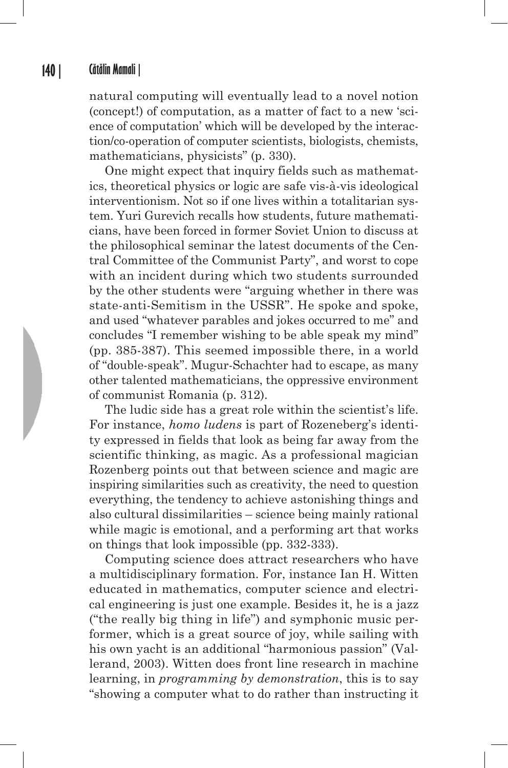natural computing will eventually lead to a novel notion (concept!) of computation, as a matter of fact to a new 'science of computation' which will be developed by the interaction/co-operation of computer scientists, biologists, chemists, mathematicians, physicists" (p. 330).

One might expect that inquiry fields such as mathematics, theoretical physics or logic are safe vis-à-vis ideological interventionism. Not so if one lives within a totalitarian system. Yuri Gurevich recalls how students, future mathematicians, have been forced in former Soviet Union to discuss at the philosophical seminar the latest documents of the Central Committee of the Communist Party", and worst to cope with an incident during which two students surrounded by the other students were "arguing whether in there was state-anti-Semitism in the USSR". He spoke and spoke, and used "whatever parables and jokes occurred to me" and concludes "I remember wishing to be able speak my mind" (pp. 385-387). This seemed impossible there, in a world of "double-speak". Mugur-Schachter had to escape, as many other talented mathematicians, the oppressive environment of communist Romania (p. 312).

The ludic side has a great role within the scientist's life. For instance, *homo ludens* is part of Rozeneberg's identity expressed in fields that look as being far away from the scientific thinking, as magic. As a professional magician Rozenberg points out that between science and magic are inspiring similarities such as creativity, the need to question everything, the tendency to achieve astonishing things and also cultural dissimilarities – science being mainly rational while magic is emotional, and a performing art that works on things that look impossible (pp. 332-333).

Computing science does attract researchers who have a multidisciplinary formation. For, instance Ian H. Witten educated in mathematics, computer science and electrical engineering is just one example. Besides it, he is a jazz ("the really big thing in life") and symphonic music performer, which is a great source of joy, while sailing with his own yacht is an additional "harmonious passion" (Vallerand, 2003). Witten does front line research in machine learning, in *programming by demonstration*, this is to say "showing a computer what to do rather than instructing it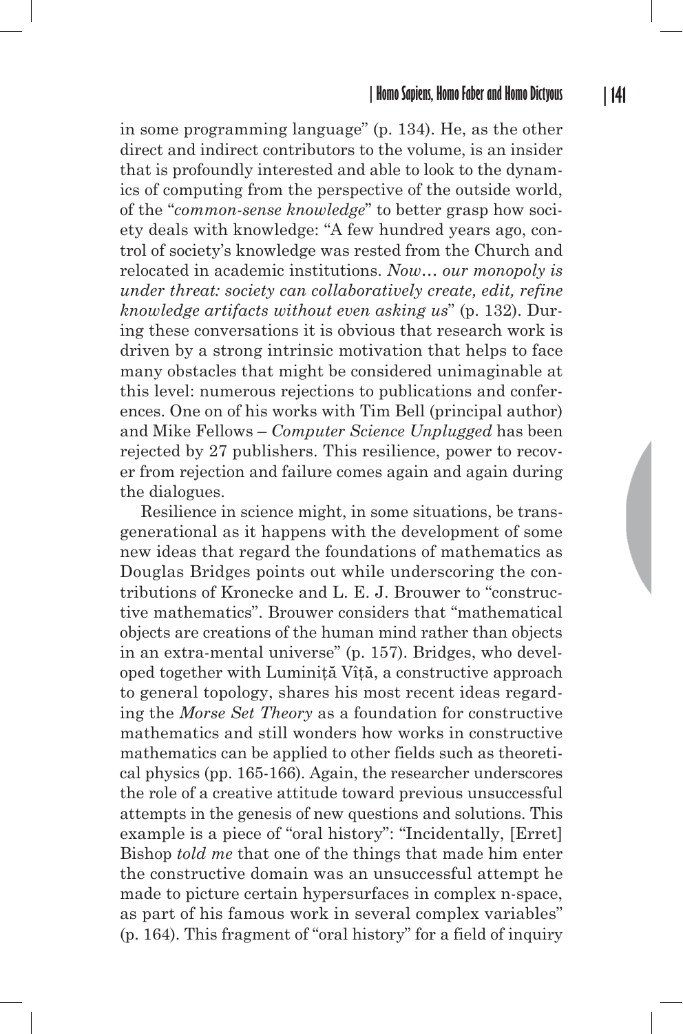in some programming language" (p. 134). He, as the other direct and indirect contributors to the volume, is an insider that is profoundly interested and able to look to the dynamics of computing from the perspective of the outside world, of the "*common-sense knowledge*" to better grasp how society deals with knowledge: "A few hundred years ago, control of society's knowledge was rested from the Church and relocated in academic institutions. *Now… our monopoly is under threat: society can collaboratively create, edit, refine knowledge artifacts without even asking us*" (p. 132). During these conversations it is obvious that research work is driven by a strong intrinsic motivation that helps to face many obstacles that might be considered unimaginable at this level: numerous rejections to publications and conferences. One on of his works with Tim Bell (principal author) and Mike Fellows – *Computer Science Unplugged* has been rejected by 27 publishers. This resilience, power to recover from rejection and failure comes again and again during the dialogues.

Resilience in science might, in some situations, be transgenerational as it happens with the development of some new ideas that regard the foundations of mathematics as Douglas Bridges points out while underscoring the contributions of Kronecke and L. E. J. Brouwer to "constructive mathematics". Brouwer considers that "mathematical objects are creations of the human mind rather than objects in an extra-mental universe" (p. 157). Bridges, who developed together with Luminiță Vîță, a constructive approach to general topology, shares his most recent ideas regarding the *Morse Set Theory* as a foundation for constructive mathematics and still wonders how works in constructive mathematics can be applied to other fields such as theoretical physics (pp. 165-166). Again, the researcher underscores the role of a creative attitude toward previous unsuccessful attempts in the genesis of new questions and solutions. This example is a piece of "oral history": "Incidentally, [Erret] Bishop *told me* that one of the things that made him enter the constructive domain was an unsuccessful attempt he made to picture certain hypersurfaces in complex n-space, as part of his famous work in several complex variables" (p. 164). This fragment of "oral history" for a field of inquiry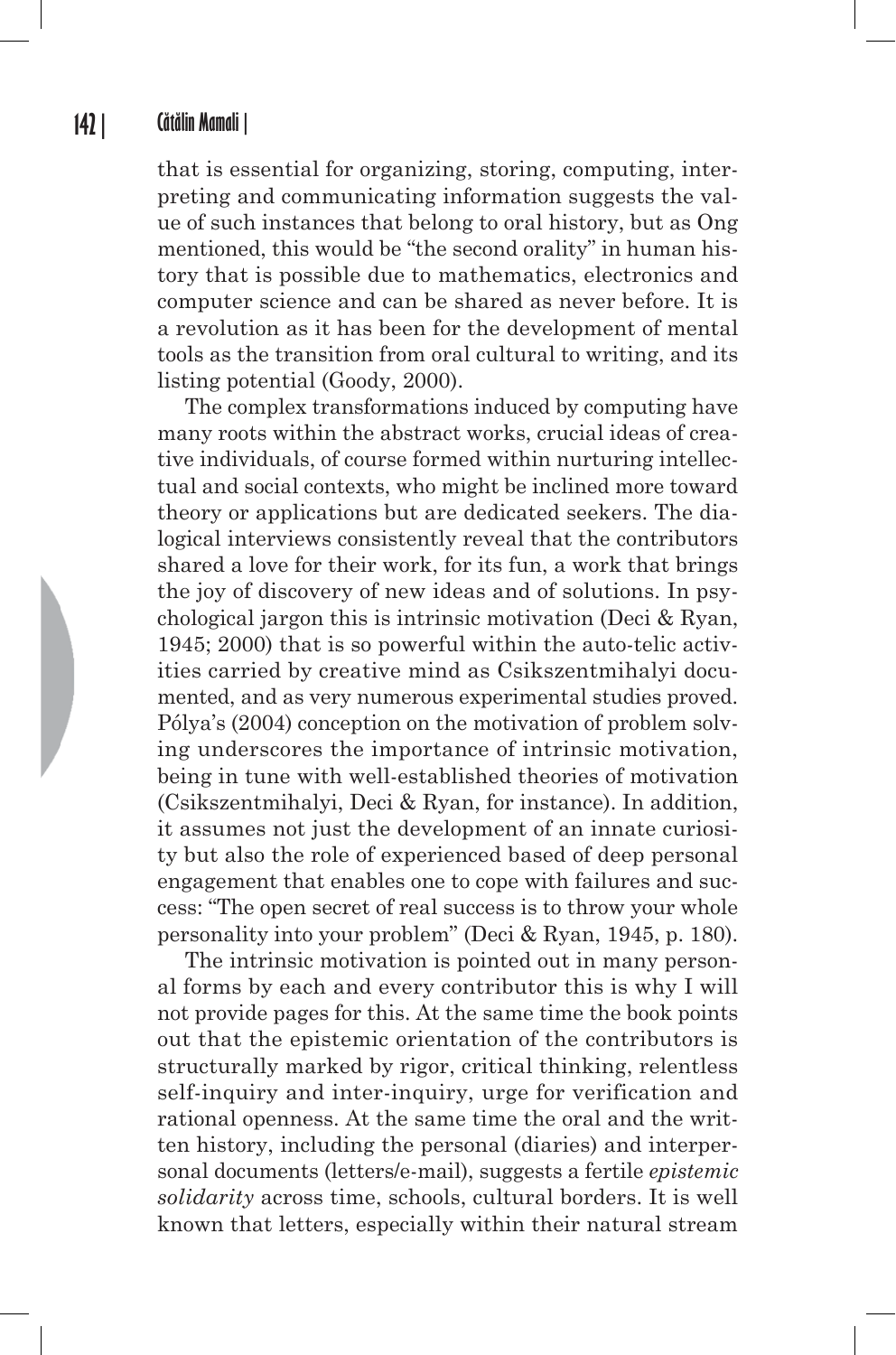that is essential for organizing, storing, computing, interpreting and communicating information suggests the value of such instances that belong to oral history, but as Ong mentioned, this would be "the second orality" in human history that is possible due to mathematics, electronics and computer science and can be shared as never before. It is a revolution as it has been for the development of mental tools as the transition from oral cultural to writing, and its listing potential (Goody, 2000).

The complex transformations induced by computing have many roots within the abstract works, crucial ideas of creative individuals, of course formed within nurturing intellectual and social contexts, who might be inclined more toward theory or applications but are dedicated seekers. The dialogical interviews consistently reveal that the contributors shared a love for their work, for its fun, a work that brings the joy of discovery of new ideas and of solutions. In psychological jargon this is intrinsic motivation (Deci & Ryan, 1945; 2000) that is so powerful within the auto-telic activities carried by creative mind as Csikszentmihalyi documented, and as very numerous experimental studies proved. Pólya's (2004) conception on the motivation of problem solving underscores the importance of intrinsic motivation, being in tune with well-established theories of motivation (Csikszentmihalyi, Deci & Ryan, for instance). In addition, it assumes not just the development of an innate curiosity but also the role of experienced based of deep personal engagement that enables one to cope with failures and success: "The open secret of real success is to throw your whole personality into your problem" (Deci & Ryan, 1945, p. 180).

The intrinsic motivation is pointed out in many personal forms by each and every contributor this is why I will not provide pages for this. At the same time the book points out that the epistemic orientation of the contributors is structurally marked by rigor, critical thinking, relentless self-inquiry and inter-inquiry, urge for verification and rational openness. At the same time the oral and the written history, including the personal (diaries) and interpersonal documents (letters/e-mail), suggests a fertile *epistemic solidarity* across time, schools, cultural borders. It is well known that letters, especially within their natural stream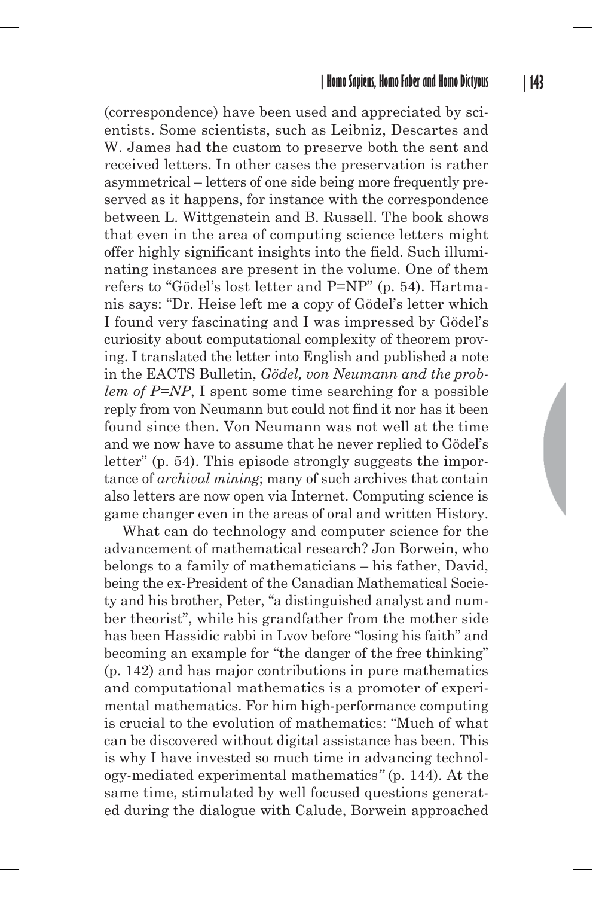(correspondence) have been used and appreciated by scientists. Some scientists, such as Leibniz, Descartes and W. James had the custom to preserve both the sent and received letters. In other cases the preservation is rather asymmetrical – letters of one side being more frequently preserved as it happens, for instance with the correspondence between L. Wittgenstein and B. Russell. The book shows that even in the area of computing science letters might offer highly significant insights into the field. Such illuminating instances are present in the volume. One of them refers to "Gödel's lost letter and P=NP" (p. 54). Hartmanis says: "Dr. Heise left me a copy of Gödel's letter which I found very fascinating and I was impressed by Gödel's curiosity about computational complexity of theorem proving. I translated the letter into English and published a note in the EACTS Bulletin, *Gödel, von Neumann and the problem of P=NP*, I spent some time searching for a possible reply from von Neumann but could not find it nor has it been found since then. Von Neumann was not well at the time and we now have to assume that he never replied to Gödel's letter" (p. 54). This episode strongly suggests the importance of *archival mining*; many of such archives that contain also letters are now open via Internet. Computing science is game changer even in the areas of oral and written History.

What can do technology and computer science for the advancement of mathematical research? Jon Borwein, who belongs to a family of mathematicians – his father, David, being the ex-President of the Canadian Mathematical Society and his brother, Peter, "a distinguished analyst and number theorist", while his grandfather from the mother side has been Hassidic rabbi in Lvov before "losing his faith" and becoming an example for "the danger of the free thinking" (p. 142) and has major contributions in pure mathematics and computational mathematics is a promoter of experimental mathematics. For him high-performance computing is crucial to the evolution of mathematics: "Much of what can be discovered without digital assistance has been. This is why I have invested so much time in advancing technology-mediated experimental mathematics" (p. 144). At the same time, stimulated by well focused questions generated during the dialogue with Calude, Borwein approached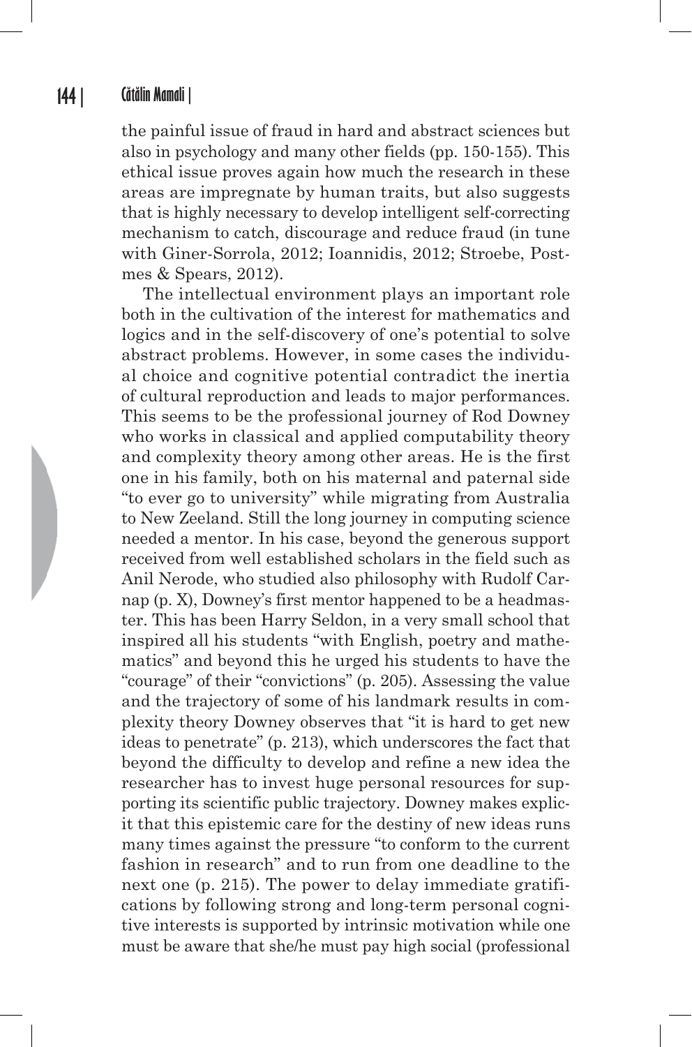the painful issue of fraud in hard and abstract sciences but also in psychology and many other fields (pp. 150-155). This ethical issue proves again how much the research in these areas are impregnate by human traits, but also suggests that is highly necessary to develop intelligent self-correcting mechanism to catch, discourage and reduce fraud (in tune with Giner-Sorrola, 2012; Ioannidis, 2012; Stroebe, Postmes & Spears, 2012).

The intellectual environment plays an important role both in the cultivation of the interest for mathematics and logics and in the self-discovery of one's potential to solve abstract problems. However, in some cases the individual choice and cognitive potential contradict the inertia of cultural reproduction and leads to major performances. This seems to be the professional journey of Rod Downey who works in classical and applied computability theory and complexity theory among other areas. He is the first one in his family, both on his maternal and paternal side "to ever go to university" while migrating from Australia to New Zeeland. Still the long journey in computing science needed a mentor. In his case, beyond the generous support received from well established scholars in the field such as Anil Nerode, who studied also philosophy with Rudolf Carnap (p. X), Downey's first mentor happened to be a headmaster. This has been Harry Seldon, in a very small school that inspired all his students "with English, poetry and mathematics" and beyond this he urged his students to have the "courage" of their "convictions" (p. 205). Assessing the value and the trajectory of some of his landmark results in complexity theory Downey observes that "it is hard to get new ideas to penetrate" (p. 213), which underscores the fact that beyond the difficulty to develop and refine a new idea the researcher has to invest huge personal resources for supporting its scientific public trajectory. Downey makes explicit that this epistemic care for the destiny of new ideas runs many times against the pressure "to conform to the current fashion in research" and to run from one deadline to the next one (p. 215). The power to delay immediate gratifications by following strong and long-term personal cognitive interests is supported by intrinsic motivation while one must be aware that she/he must pay high social (professional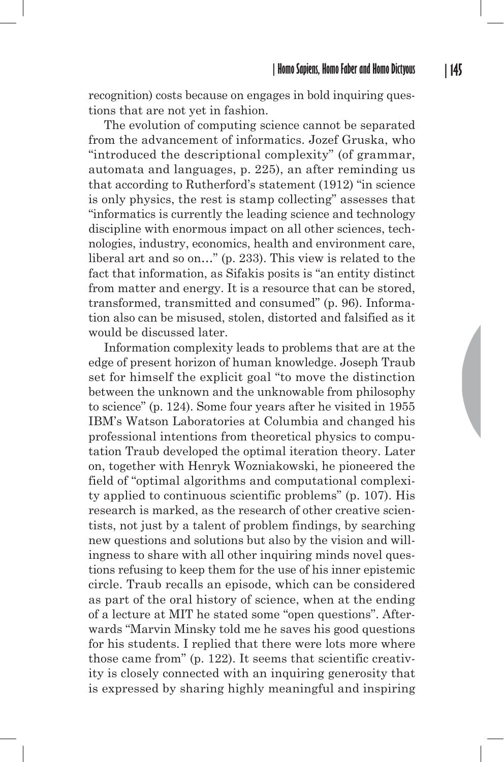recognition) costs because on engages in bold inquiring questions that are not yet in fashion.

The evolution of computing science cannot be separated from the advancement of informatics. Jozef Gruska, who "introduced the descriptional complexity" (of grammar, automata and languages, p. 225), an after reminding us that according to Rutherford's statement (1912) "in science is only physics, the rest is stamp collecting" assesses that "informatics is currently the leading science and technology discipline with enormous impact on all other sciences, technologies, industry, economics, health and environment care, liberal art and so on…" (p. 233). This view is related to the fact that information, as Sifakis posits is "an entity distinct from matter and energy. It is a resource that can be stored, transformed, transmitted and consumed" (p. 96). Information also can be misused, stolen, distorted and falsified as it would be discussed later.

Information complexity leads to problems that are at the edge of present horizon of human knowledge. Joseph Traub set for himself the explicit goal "to move the distinction between the unknown and the unknowable from philosophy to science" (p. 124). Some four years after he visited in 1955 IBM's Watson Laboratories at Columbia and changed his professional intentions from theoretical physics to computation Traub developed the optimal iteration theory. Later on, together with Henryk Wozniakowski, he pioneered the field of "optimal algorithms and computational complexity applied to continuous scientific problems" (p. 107). His research is marked, as the research of other creative scientists, not just by a talent of problem findings, by searching new questions and solutions but also by the vision and willingness to share with all other inquiring minds novel questions refusing to keep them for the use of his inner epistemic circle. Traub recalls an episode, which can be considered as part of the oral history of science, when at the ending of a lecture at MIT he stated some "open questions". Afterwards "Marvin Minsky told me he saves his good questions for his students. I replied that there were lots more where those came from" (p. 122). It seems that scientific creativity is closely connected with an inquiring generosity that is expressed by sharing highly meaningful and inspiring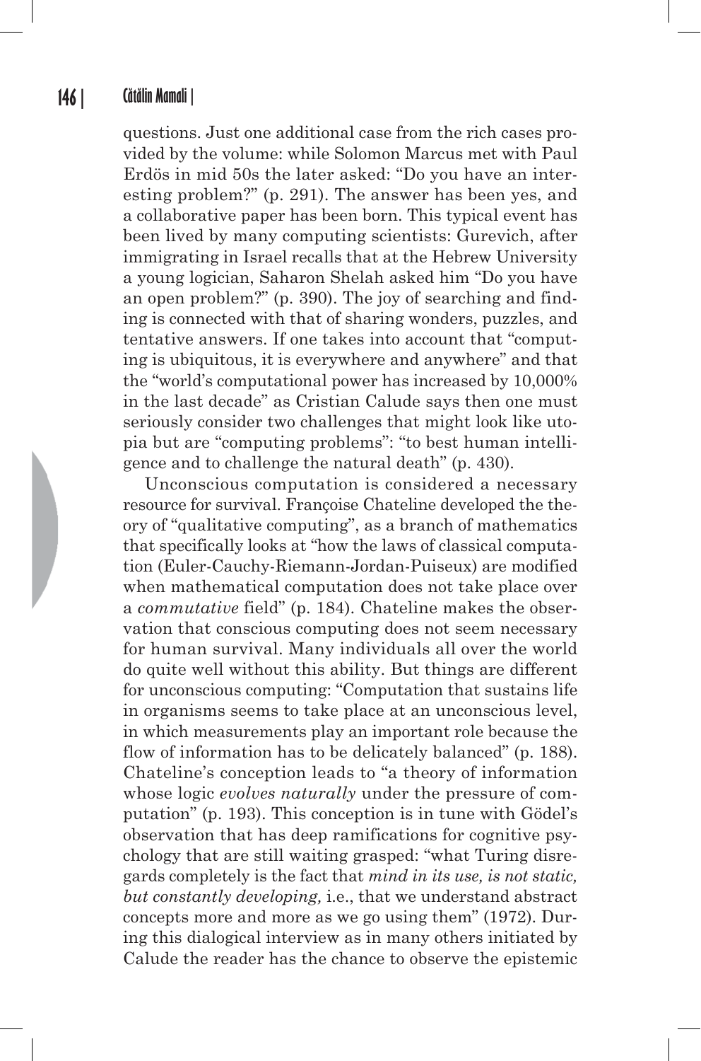questions. Just one additional case from the rich cases provided by the volume: while Solomon Marcus met with Paul Erdös in mid 50s the later asked: "Do you have an interesting problem?" (p. 291). The answer has been yes, and a collaborative paper has been born. This typical event has been lived by many computing scientists: Gurevich, after immigrating in Israel recalls that at the Hebrew University a young logician, Saharon Shelah asked him "Do you have an open problem?" (p. 390). The joy of searching and finding is connected with that of sharing wonders, puzzles, and tentative answers. If one takes into account that "computing is ubiquitous, it is everywhere and anywhere" and that the "world's computational power has increased by 10,000% in the last decade" as Cristian Calude says then one must seriously consider two challenges that might look like utopia but are "computing problems": "to best human intelligence and to challenge the natural death" (p. 430).

Unconscious computation is considered a necessary resource for survival. Françoise Chateline developed the theory of "qualitative computing", as a branch of mathematics that specifically looks at "how the laws of classical computation (Euler-Cauchy-Riemann-Jordan-Puiseux) are modified when mathematical computation does not take place over a *commutative* field" (p. 184). Chateline makes the observation that conscious computing does not seem necessary for human survival. Many individuals all over the world do quite well without this ability. But things are different for unconscious computing: "Computation that sustains life in organisms seems to take place at an unconscious level, in which measurements play an important role because the flow of information has to be delicately balanced" (p. 188). Chateline's conception leads to "a theory of information whose logic *evolves naturally* under the pressure of computation" (p. 193). This conception is in tune with Gödel's observation that has deep ramifications for cognitive psychology that are still waiting grasped: "what Turing disregards completely is the fact that *mind in its use, is not static, but constantly developing,* i.e., that we understand abstract concepts more and more as we go using them" (1972). During this dialogical interview as in many others initiated by Calude the reader has the chance to observe the epistemic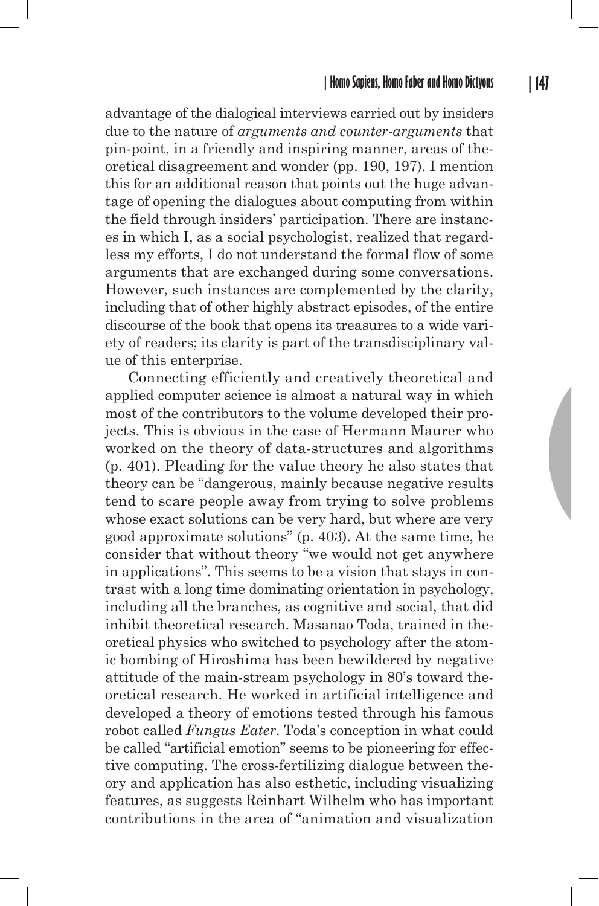advantage of the dialogical interviews carried out by insiders due to the nature of *arguments and counter-arguments* that pin-point, in a friendly and inspiring manner, areas of theoretical disagreement and wonder (pp. 190, 197). I mention this for an additional reason that points out the huge advantage of opening the dialogues about computing from within the field through insiders' participation. There are instances in which I, as a social psychologist, realized that regardless my efforts, I do not understand the formal flow of some arguments that are exchanged during some conversations. However, such instances are complemented by the clarity, including that of other highly abstract episodes, of the entire discourse of the book that opens its treasures to a wide variety of readers; its clarity is part of the transdisciplinary value of this enterprise.

Connecting efficiently and creatively theoretical and applied computer science is almost a natural way in which most of the contributors to the volume developed their projects. This is obvious in the case of Hermann Maurer who worked on the theory of data-structures and algorithms (p. 401). Pleading for the value theory he also states that theory can be "dangerous, mainly because negative results tend to scare people away from trying to solve problems whose exact solutions can be very hard, but where are very good approximate solutions" (p. 403). At the same time, he consider that without theory "we would not get anywhere in applications". This seems to be a vision that stays in contrast with a long time dominating orientation in psychology, including all the branches, as cognitive and social, that did inhibit theoretical research. Masanao Toda, trained in theoretical physics who switched to psychology after the atomic bombing of Hiroshima has been bewildered by negative attitude of the main-stream psychology in 80's toward theoretical research. He worked in artificial intelligence and developed a theory of emotions tested through his famous robot called *Fungus Eater*. Toda's conception in what could be called "artificial emotion" seems to be pioneering for effective computing. The cross-fertilizing dialogue between theory and application has also esthetic, including visualizing features, as suggests Reinhart Wilhelm who has important contributions in the area of "animation and visualization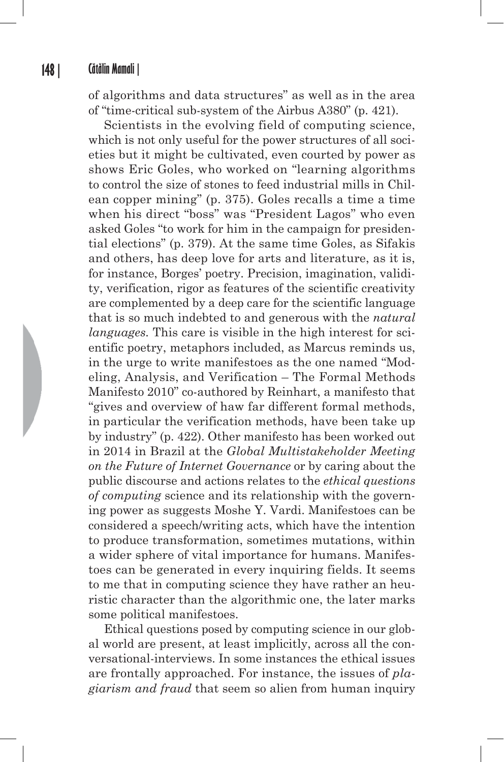of algorithms and data structures" as well as in the area of "time-critical sub-system of the Airbus A380" (p. 421).

Scientists in the evolving field of computing science, which is not only useful for the power structures of all societies but it might be cultivated, even courted by power as shows Eric Goles, who worked on "learning algorithms to control the size of stones to feed industrial mills in Chilean copper mining" (p. 375). Goles recalls a time a time when his direct "boss" was "President Lagos" who even asked Goles "to work for him in the campaign for presidential elections" (p. 379). At the same time Goles, as Sifakis and others, has deep love for arts and literature, as it is, for instance, Borges' poetry. Precision, imagination, validity, verification, rigor as features of the scientific creativity are complemented by a deep care for the scientific language that is so much indebted to and generous with the *natural languages.* This care is visible in the high interest for scientific poetry, metaphors included, as Marcus reminds us, in the urge to write manifestoes as the one named "Modeling, Analysis, and Verification – The Formal Methods Manifesto 2010" co-authored by Reinhart, a manifesto that "gives and overview of haw far different formal methods, in particular the verification methods, have been take up by industry" (p. 422). Other manifesto has been worked out in 2014 in Brazil at the *Global Multistakeholder Meeting on the Future of Internet Governance* or by caring about the public discourse and actions relates to the *ethical questions of computing* science and its relationship with the governing power as suggests Moshe Y. Vardi. Manifestoes can be considered a speech/writing acts, which have the intention to produce transformation, sometimes mutations, within a wider sphere of vital importance for humans. Manifestoes can be generated in every inquiring fields. It seems to me that in computing science they have rather an heuristic character than the algorithmic one, the later marks some political manifestoes.

Ethical questions posed by computing science in our global world are present, at least implicitly, across all the conversational-interviews. In some instances the ethical issues are frontally approached. For instance, the issues of *plagiarism and fraud* that seem so alien from human inquiry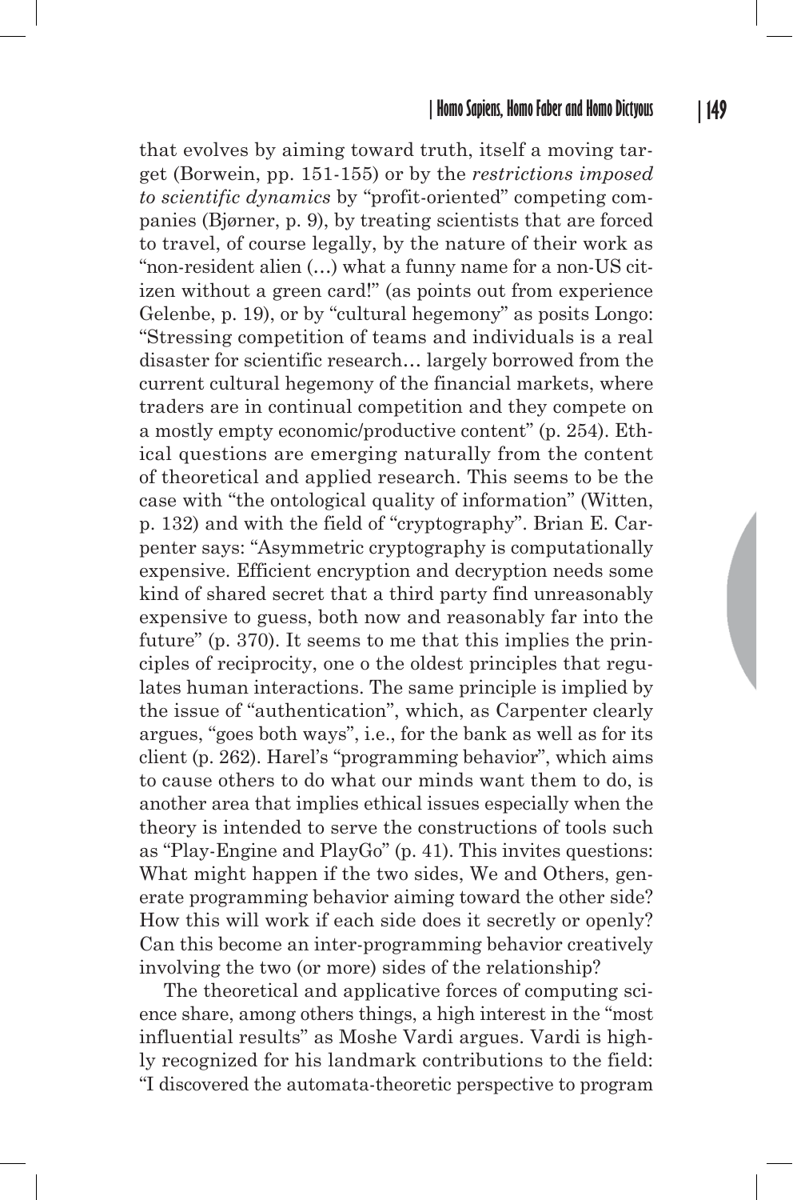that evolves by aiming toward truth, itself a moving target (Borwein, pp. 151-155) or by the *restrictions imposed to scientific dynamics* by "profit-oriented" competing companies (Bjørner, p. 9), by treating scientists that are forced to travel, of course legally, by the nature of their work as "non-resident alien (…) what a funny name for a non-US citizen without a green card!" (as points out from experience Gelenbe, p. 19), or by "cultural hegemony" as posits Longo: "Stressing competition of teams and individuals is a real disaster for scientific research… largely borrowed from the current cultural hegemony of the financial markets, where traders are in continual competition and they compete on a mostly empty economic/productive content" (p. 254). Ethical questions are emerging naturally from the content of theoretical and applied research. This seems to be the case with "the ontological quality of information" (Witten, p. 132) and with the field of "cryptography". Brian E. Carpenter says: "Asymmetric cryptography is computationally expensive. Efficient encryption and decryption needs some kind of shared secret that a third party find unreasonably expensive to guess, both now and reasonably far into the future" (p. 370). It seems to me that this implies the principles of reciprocity, one o the oldest principles that regulates human interactions. The same principle is implied by the issue of "authentication", which, as Carpenter clearly argues, "goes both ways", i.e., for the bank as well as for its client (p. 262). Harel's "programming behavior", which aims to cause others to do what our minds want them to do, is another area that implies ethical issues especially when the theory is intended to serve the constructions of tools such as "Play-Engine and PlayGo" (p. 41). This invites questions: What might happen if the two sides, We and Others, generate programming behavior aiming toward the other side? How this will work if each side does it secretly or openly? Can this become an inter-programming behavior creatively involving the two (or more) sides of the relationship?

The theoretical and applicative forces of computing science share, among others things, a high interest in the "most influential results" as Moshe Vardi argues. Vardi is highly recognized for his landmark contributions to the field: "I discovered the automata-theoretic perspective to program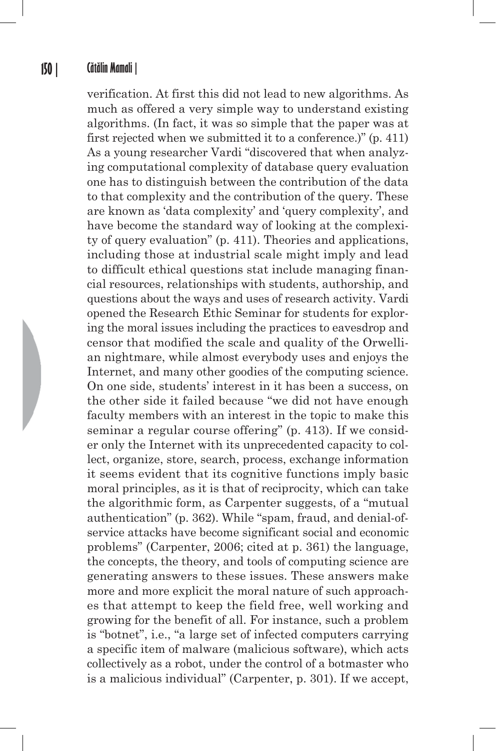verification. At first this did not lead to new algorithms. As much as offered a very simple way to understand existing algorithms. (In fact, it was so simple that the paper was at first rejected when we submitted it to a conference.)" (p. 411) As a young researcher Vardi "discovered that when analyzing computational complexity of database query evaluation one has to distinguish between the contribution of the data to that complexity and the contribution of the query. These are known as 'data complexity' and 'query complexity', and have become the standard way of looking at the complexity of query evaluation" (p. 411). Theories and applications, including those at industrial scale might imply and lead to difficult ethical questions stat include managing financial resources, relationships with students, authorship, and questions about the ways and uses of research activity. Vardi opened the Research Ethic Seminar for students for exploring the moral issues including the practices to eavesdrop and censor that modified the scale and quality of the Orwellian nightmare, while almost everybody uses and enjoys the Internet, and many other goodies of the computing science. On one side, students' interest in it has been a success, on the other side it failed because "we did not have enough faculty members with an interest in the topic to make this seminar a regular course offering" (p. 413). If we consider only the Internet with its unprecedented capacity to collect, organize, store, search, process, exchange information it seems evident that its cognitive functions imply basic moral principles, as it is that of reciprocity, which can take the algorithmic form, as Carpenter suggests, of a "mutual authentication" (p. 362). While "spam, fraud, and denial-of-service attacks have become significant social and economic problems" (Carpenter, 2006; cited at p. 361) the language, the concepts, the theory, and tools of computing science are generating answers to these issues. These answers make more and more explicit the moral nature of such approaches that attempt to keep the field free, well working and growing for the benefit of all. For instance, such a problem is "botnet", i.e., "a large set of infected computers carrying a specific item of malware (malicious software), which acts collectively as a robot, under the control of a botmaster who is a malicious individual" (Carpenter, p. 301). If we accept,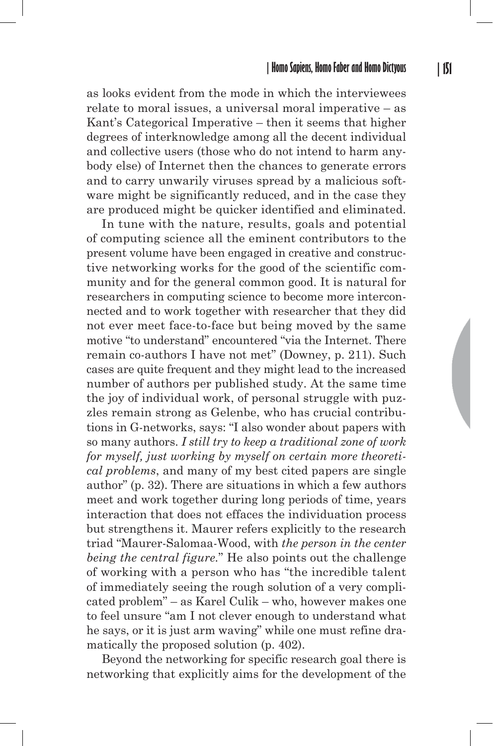as looks evident from the mode in which the interviewees relate to moral issues, a universal moral imperative – as Kant's Categorical Imperative – then it seems that higher degrees of interknowledge among all the decent individual and collective users (those who do not intend to harm anybody else) of Internet then the chances to generate errors and to carry unwarily viruses spread by a malicious software might be significantly reduced, and in the case they are produced might be quicker identified and eliminated.

In tune with the nature, results, goals and potential of computing science all the eminent contributors to the present volume have been engaged in creative and constructive networking works for the good of the scientific community and for the general common good. It is natural for researchers in computing science to become more interconnected and to work together with researcher that they did not ever meet face-to-face but being moved by the same motive "to understand" encountered "via the Internet. There remain co-authors I have not met" (Downey, p. 211). Such cases are quite frequent and they might lead to the increased number of authors per published study. At the same time the joy of individual work, of personal struggle with puzzles remain strong as Gelenbe, who has crucial contributions in G-networks, says: "I also wonder about papers with so many authors. *I still try to keep a traditional zone of work for myself, just working by myself on certain more theoretical problems*, and many of my best cited papers are single author" (p. 32). There are situations in which a few authors meet and work together during long periods of time, years interaction that does not effaces the individuation process but strengthens it. Maurer refers explicitly to the research triad "Maurer-Salomaa-Wood, with *the person in the center being the central figure.*" He also points out the challenge of working with a person who has "the incredible talent of immediately seeing the rough solution of a very complicated problem" – as Karel Culik – who, however makes one to feel unsure "am I not clever enough to understand what he says, or it is just arm waving" while one must refine dramatically the proposed solution (p. 402).

Beyond the networking for specific research goal there is networking that explicitly aims for the development of the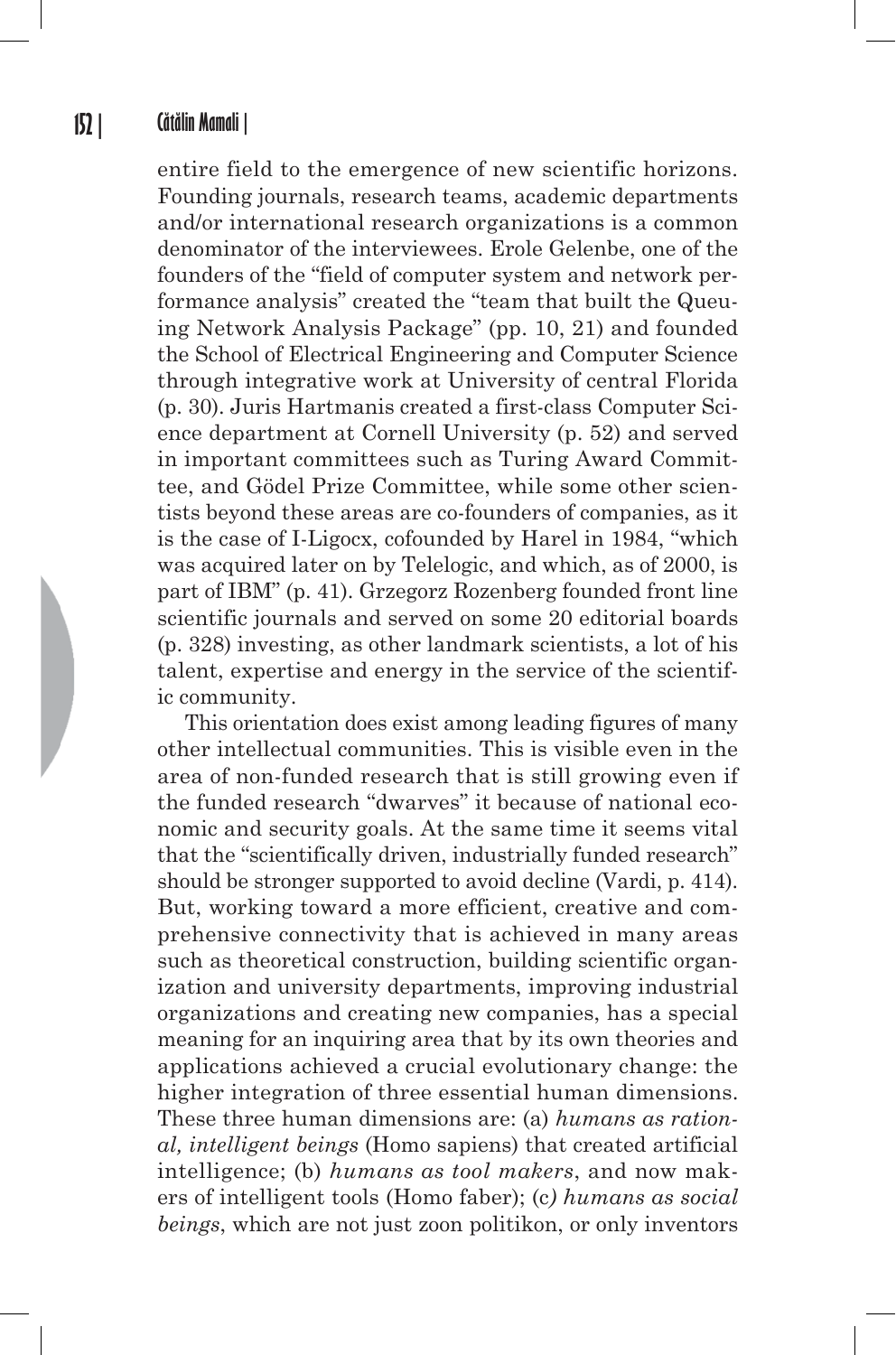entire field to the emergence of new scientific horizons. Founding journals, research teams, academic departments and/or international research organizations is a common denominator of the interviewees. Erole Gelenbe, one of the founders of the "field of computer system and network performance analysis" created the "team that built the Queuing Network Analysis Package" (pp. 10, 21) and founded the School of Electrical Engineering and Computer Science through integrative work at University of central Florida (p. 30). Juris Hartmanis created a first-class Computer Science department at Cornell University (p. 52) and served in important committees such as Turing Award Committee, and Gödel Prize Committee, while some other scientists beyond these areas are co-founders of companies, as it is the case of I-Ligocx, cofounded by Harel in 1984, "which was acquired later on by Telelogic, and which, as of 2000, is part of IBM" (p. 41). Grzegorz Rozenberg founded front line scientific journals and served on some 20 editorial boards (p. 328) investing, as other landmark scientists, a lot of his talent, expertise and energy in the service of the scientific community.

This orientation does exist among leading figures of many other intellectual communities. This is visible even in the area of non-funded research that is still growing even if the funded research "dwarves" it because of national economic and security goals. At the same time it seems vital that the "scientifically driven, industrially funded research" should be stronger supported to avoid decline (Vardi, p. 414). But, working toward a more efficient, creative and comprehensive connectivity that is achieved in many areas such as theoretical construction, building scientific organization and university departments, improving industrial organizations and creating new companies, has a special meaning for an inquiring area that by its own theories and applications achieved a crucial evolutionary change: the higher integration of three essential human dimensions. These three human dimensions are: (a) *humans as rational, intelligent beings* (Homo sapiens) that created artificial intelligence; (b) *humans as tool makers*, and now makers of intelligent tools (Homo faber); (c) *humans as social beings*, which are not just zoon politikon, or only inventors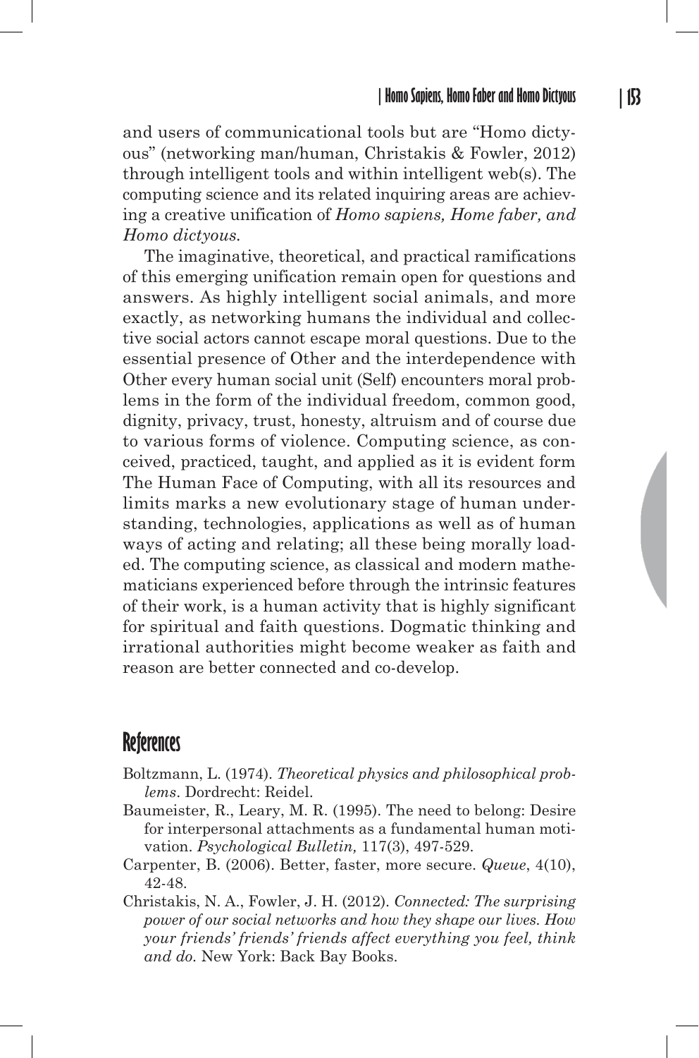and users of communicational tools but are "Homo dictyous" (networking man/human, Christakis & Fowler, 2012) through intelligent tools and within intelligent web(s). The computing science and its related inquiring areas are achieving a creative unification of *Homo sapiens, Home faber, and Homo dictyous.*

The imaginative, theoretical, and practical ramifications of this emerging unification remain open for questions and answers. As highly intelligent social animals, and more exactly, as networking humans the individual and collective social actors cannot escape moral questions. Due to the essential presence of Other and the interdependence with Other every human social unit (Self) encounters moral problems in the form of the individual freedom, common good, dignity, privacy, trust, honesty, altruism and of course due to various forms of violence. Computing science, as conceived, practiced, taught, and applied as it is evident form The Human Face of Computing, with all its resources and limits marks a new evolutionary stage of human understanding, technologies, applications as well as of human ways of acting and relating; all these being morally loaded. The computing science, as classical and modern mathematicians experienced before through the intrinsic features of their work, is a human activity that is highly significant for spiritual and faith questions. Dogmatic thinking and irrational authorities might become weaker as faith and reason are better connected and co-develop.

## References

Boltzmann, L. (1974). *Theoretical physics and philosophical problems*. Dordrecht: Reidel.

Baumeister, R., Leary, M. R. (1995). The need to belong: Desire for interpersonal attachments as a fundamental human motivation. *Psychological Bulletin,* 117(3), 497-529.

Carpenter, B. (2006). Better, faster, more secure. *Queue*, 4(10), 42-48.

Christakis, N. A., Fowler, J. H. (2012). *Connected: The surprising power of our social networks and how they shape our lives. How your friends' friends' friends affect everything you feel, think and do.* New York: Back Bay Books.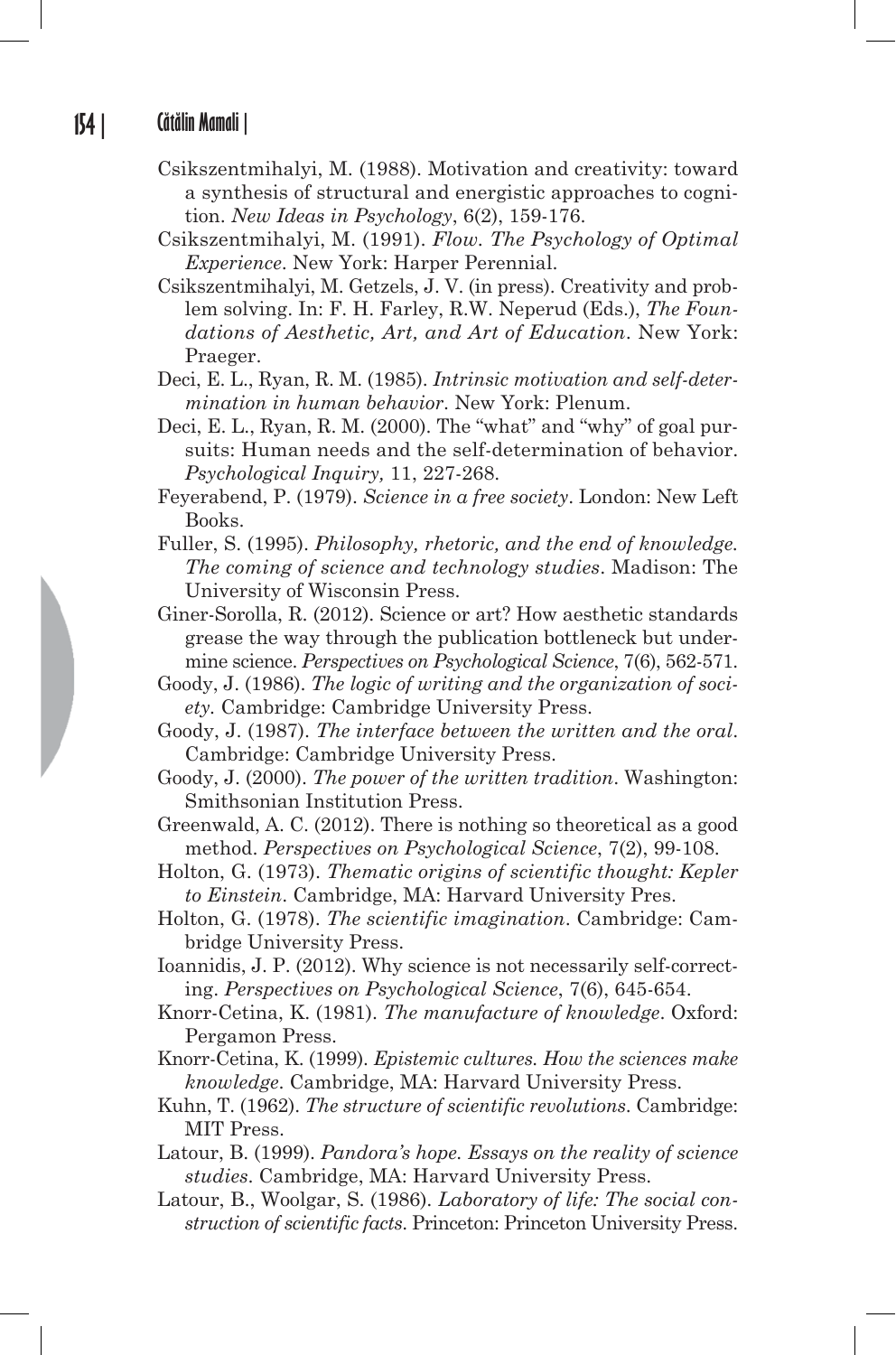Csikszentmihalyi, M. (1988). Motivation and creativity: toward a synthesis of structural and energistic approaches to cognition. *New Ideas in Psychology*, 6(2), 159-176.

Csikszentmihalyi, M. (1991). *Flow. The Psychology of Optimal Experience*. New York: Harper Perennial.

Csikszentmihalyi, M. Getzels, J. V. (in press). Creativity and problem solving. In: F. H. Farley, R.W. Neperud (Eds.), *The Foundations of Aesthetic, Art, and Art of Education*. New York: Praeger.

Deci, E. L., Ryan, R. M. (1985). *Intrinsic motivation and self-determination in human behavior*. New York: Plenum.

Deci, E. L., Ryan, R. M. (2000). The "what" and "why" of goal pursuits: Human needs and the self-determination of behavior. *Psychological Inquiry,* 11, 227-268.

Feyerabend, P. (1979). *Science in a free society*. London: New Left Books.

Fuller, S. (1995). *Philosophy, rhetoric, and the end of knowledge. The coming of science and technology studies*. Madison: The University of Wisconsin Press.

Giner-Sorolla, R. (2012). Science or art? How aesthetic standards grease the way through the publication bottleneck but undermine science. *Perspectives on Psychological Science*, 7(6), 562-571.

Goody, J. (1986). *The logic of writing and the organization of society*. Cambridge: Cambridge University Press.

Goody, J. (1987). *The interface between the written and the oral*. Cambridge: Cambridge University Press.

Goody, J. (2000). *The power of the written tradition*. Washington: Smithsonian Institution Press.

Greenwald, A. C. (2012). There is nothing so theoretical as a good method. *Perspectives on Psychological Science*, 7(2), 99-108.

Holton, G. (1973). *Thematic origins of scientific thought: Kepler to Einstein*. Cambridge, MA: Harvard University Pres.

Holton, G. (1978). *The scientific imagination*. Cambridge: Cambridge University Press.

Ioannidis, J. P. (2012). Why science is not necessarily self-correcting. *Perspectives on Psychological Science*, 7(6), 645-654.

Knorr-Cetina, K. (1981). *The manufacture of knowledge*. Oxford: Pergamon Press.

Knorr-Cetina, K. (1999). *Epistemic cultures. How the sciences make knowledge*. Cambridge, MA: Harvard University Press.

Kuhn, T. (1962). *The structure of scientific revolutions*. Cambridge: MIT Press.

Latour, B. (1999). *Pandora's hope. Essays on the reality of science studies*. Cambridge, MA: Harvard University Press.

Latour, B., Woolgar, S. (1986). *Laboratory of life: The social construction of scientific facts*. Princeton: Princeton University Press.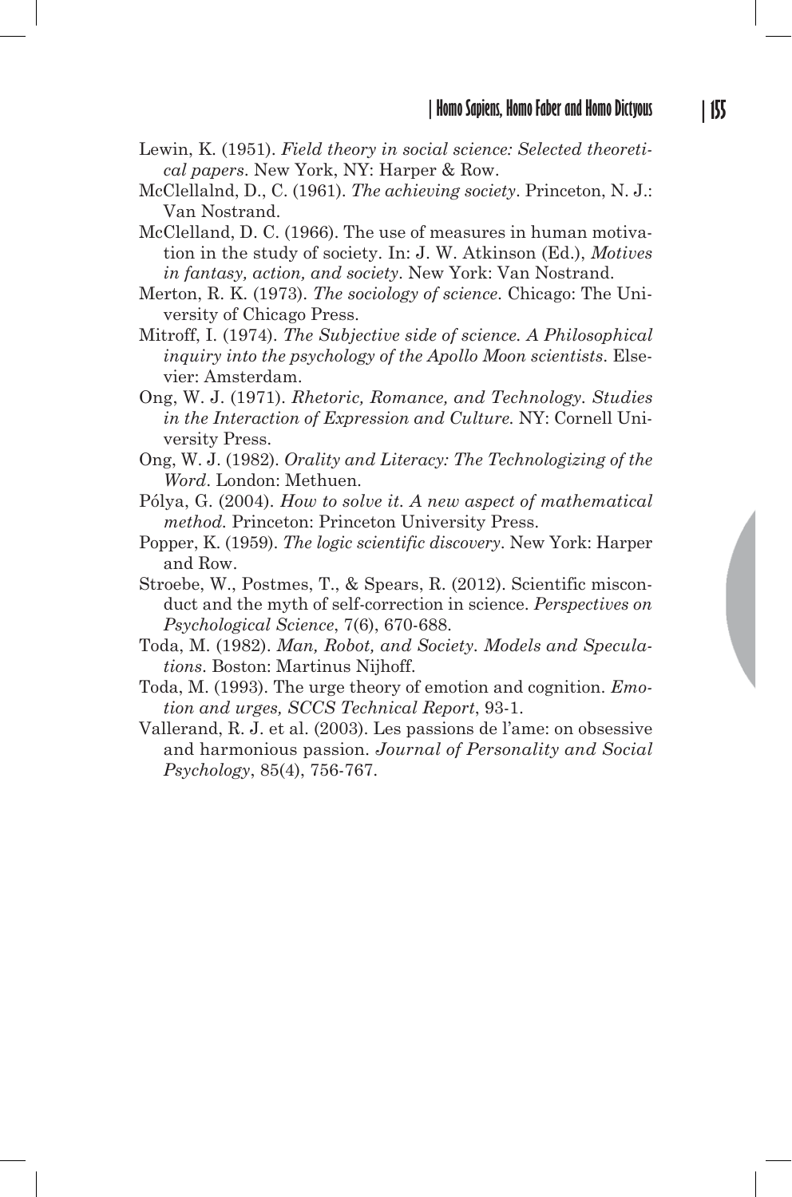Lewin, K. (1951). *Field theory in social science: Selected theoretical papers*. New York, NY: Harper & Row.

McClellalnd, D., C. (1961). *The achieving society*. Princeton, N. J.: Van Nostrand.

McClelland, D. C. (1966). The use of measures in human motivation in the study of society. In: J. W. Atkinson (Ed.), *Motives in fantasy, action, and society*. New York: Van Nostrand.

Merton, R. K. (1973). *The sociology of science.* Chicago: The University of Chicago Press.

Mitroff, I. (1974). *The Subjective side of science. A Philosophical inquiry into the psychology of the Apollo Moon scientists*. Elsevier: Amsterdam.

Ong, W. J. (1971). *Rhetoric, Romance, and Technology. Studies in the Interaction of Expression and Culture.* NY: Cornell University Press.

Ong, W. J. (1982). *Orality and Literacy: The Technologizing of the Word*. London: Methuen.

Pólya, G. (2004). *How to solve it. A new aspect of mathematical method.* Princeton: Princeton University Press.

Popper, K. (1959). *The logic scientific discovery*. New York: Harper and Row.

Stroebe, W., Postmes, T., & Spears, R. (2012). Scientific misconduct and the myth of self-correction in science. *Perspectives on Psychological Science*, 7(6), 670-688.

Toda, M. (1982). *Man, Robot, and Society. Models and Speculations*. Boston: Martinus Nijhoff.

Toda, M. (1993). The urge theory of emotion and cognition. *Emotion and urges, SCCS Technical Report*, 93-1.

Vallerand, R. J. et al. (2003). Les passions de l'ame: on obsessive and harmonious passion. *Journal of Personality and Social Psychology*, 85(4), 756-767.